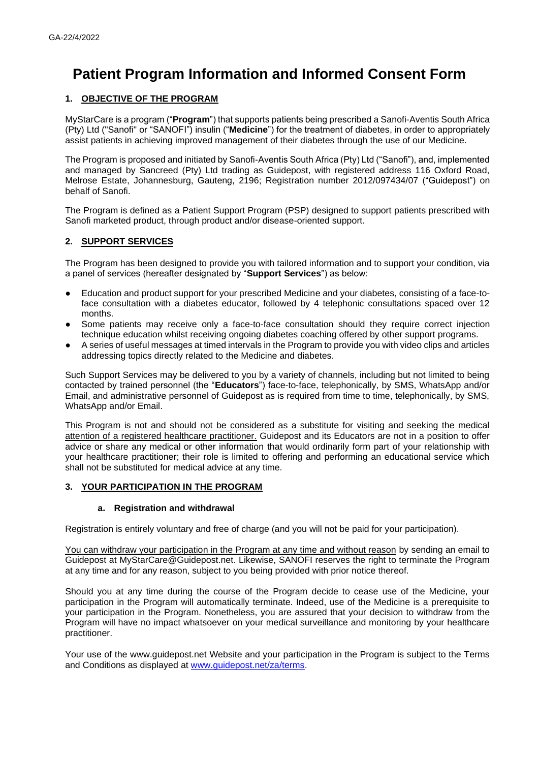GA-22/4/2022

# Patient Program Information and Informed Consent Form

## 1. OBJECTIVE OF THE PROGRAM

MyStarCare is a program ("**Program**") that supports patients being prescribed a Sanofi-Aventis South Africa (Pty) Ltd ("Sanofi" or "SANOFI") insulin ("**Medicine**") for the treatment of diabetes, in order to appropriately assist patients in achieving improved management of their diabetes through the use of our Medicine.

The Program is proposed and initiated by Sanofi-Aventis South Africa (Pty) Ltd ("Sanofi"), and, implemented and managed by Sancreed (Pty) Ltd trading as Guidepost, with registered address 116 Oxford Road, Melrose Estate, Johannesburg, Gauteng, 2196; Registration number 2012/097434/07 ("Guidepost") on behalf of Sanofi.

The Program is defined as a Patient Support Program (PSP) designed to support patients prescribed with Sanofi marketed product, through product and/or disease-oriented support.

## 2. SUPPORT SERVICES

The Program has been designed to provide you with tailored information and to support your condition, via a panel of services (hereafter designated by "**Support Services**") as below:

- Education and product support for your prescribed Medicine and your diabetes, consisting of a face-to-face consultation with a diabetes educator, followed by 4 telephonic consultations spaced over 12 months.
- Some patients may receive only a face-to-face consultation should they require correct injection technique education whilst receiving ongoing diabetes coaching offered by other support programs.
- A series of useful messages at timed intervals in the Program to provide you with video clips and articles addressing topics directly related to the Medicine and diabetes.

Such Support Services may be delivered to you by a variety of channels, including but not limited to being contacted by trained personnel (the "**Educators**") face-to-face, telephonically, by SMS, WhatsApp and/or Email, and administrative personnel of Guidepost as is required from time to time, telephonically, by SMS, WhatsApp and/or Email.

<u>This Program is not and should not be considered as a substitute for visiting and seeking the medical attention of a registered healthcare practitioner.</u> Guidepost and its Educators are not in a position to offer advice or share any medical or other information that would ordinarily form part of your relationship with your healthcare practitioner; their role is limited to offering and performing an educational service which shall not be substituted for medical advice at any time.

## 3. YOUR PARTICIPATION IN THE PROGRAM

### a. Registration and withdrawal

Registration is entirely voluntary and free of charge (and you will not be paid for your participation).

<u>You can withdraw your participation in the Program at any time and without reason</u> by sending an email to Guidepost at MyStarCare@Guidepost.net. Likewise, SANOFI reserves the right to terminate the Program at any time and for any reason, subject to you being provided with prior notice thereof.

Should you at any time during the course of the Program decide to cease use of the Medicine, your participation in the Program will automatically terminate. Indeed, use of the Medicine is a prerequisite to your participation in the Program. Nonetheless, you are assured that your decision to withdraw from the Program will have no impact whatsoever on your medical surveillance and monitoring by your healthcare practitioner.

Your use of the www.guidepost.net Website and your participation in the Program is subject to the Terms and Conditions as displayed at [www.guidepost.net/za/terms](www.guidepost.net/za/terms).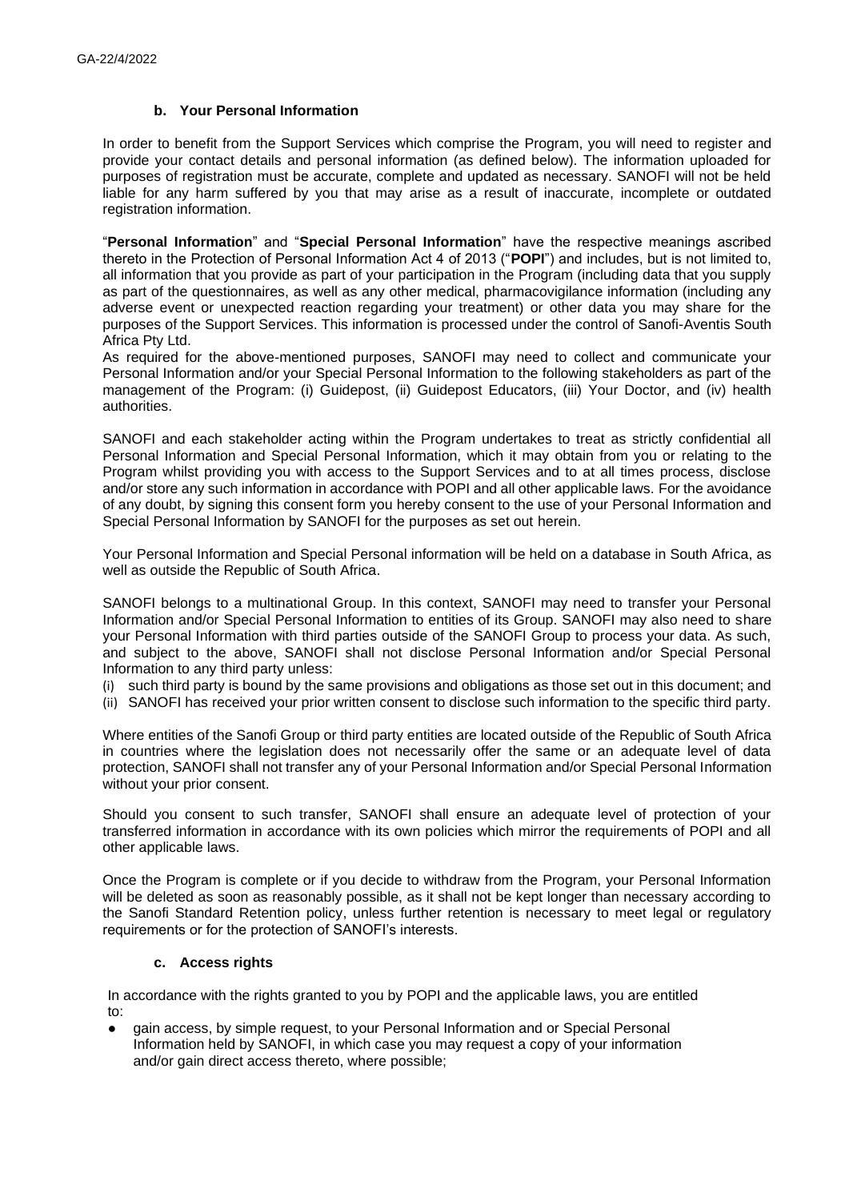### b. Your Personal Information

In order to benefit from the Support Services which comprise the Program, you will need to register and provide your contact details and personal information (as defined below). The information uploaded for purposes of registration must be accurate, complete and updated as necessary. SANOFI will not be held liable for any harm suffered by you that may arise as a result of inaccurate, incomplete or outdated registration information.

"**Personal Information**" and "**Special Personal Information**" have the respective meanings ascribed thereto in the Protection of Personal Information Act 4 of 2013 ("**POPI**") and includes, but is not limited to, all information that you provide as part of your participation in the Program (including data that you supply as part of the questionnaires, as well as any other medical, pharmacovigilance information (including any adverse event or unexpected reaction regarding your treatment) or other data you may share for the purposes of the Support Services. This information is processed under the control of Sanofi-Aventis South Africa Pty Ltd.

As required for the above-mentioned purposes, SANOFI may need to collect and communicate your Personal Information and/or your Special Personal Information to the following stakeholders as part of the management of the Program: (i) Guidepost, (ii) Guidepost Educators, (iii) Your Doctor, and (iv) health authorities.

SANOFI and each stakeholder acting within the Program undertakes to treat as strictly confidential all Personal Information and Special Personal Information, which it may obtain from you or relating to the Program whilst providing you with access to the Support Services and to at all times process, disclose and/or store any such information in accordance with POPI and all other applicable laws. For the avoidance of any doubt, by signing this consent form you hereby consent to the use of your Personal Information and Special Personal Information by SANOFI for the purposes as set out herein.

Your Personal Information and Special Personal information will be held on a database in South Africa, as well as outside the Republic of South Africa.

SANOFI belongs to a multinational Group. In this context, SANOFI may need to transfer your Personal Information and/or Special Personal Information to entities of its Group. SANOFI may also need to share your Personal Information with third parties outside of the SANOFI Group to process your data. As such, and subject to the above, SANOFI shall not disclose Personal Information and/or Special Personal Information to any third party unless:

(i) such third party is bound by the same provisions and obligations as those set out in this document; and
(ii) SANOFI has received your prior written consent to disclose such information to the specific third party.

Where entities of the Sanofi Group or third party entities are located outside of the Republic of South Africa in countries where the legislation does not necessarily offer the same or an adequate level of data protection, SANOFI shall not transfer any of your Personal Information and/or Special Personal Information without your prior consent.

Should you consent to such transfer, SANOFI shall ensure an adequate level of protection of your transferred information in accordance with its own policies which mirror the requirements of POPI and all other applicable laws.

Once the Program is complete or if you decide to withdraw from the Program, your Personal Information will be deleted as soon as reasonably possible, as it shall not be kept longer than necessary according to the Sanofi Standard Retention policy, unless further retention is necessary to meet legal or regulatory requirements or for the protection of SANOFI's interests.

### c. Access rights

In accordance with the rights granted to you by POPI and the applicable laws, you are entitled to:

- gain access, by simple request, to your Personal Information and or Special Personal Information held by SANOFI, in which case you may request a copy of your information and/or gain direct access thereto, where possible;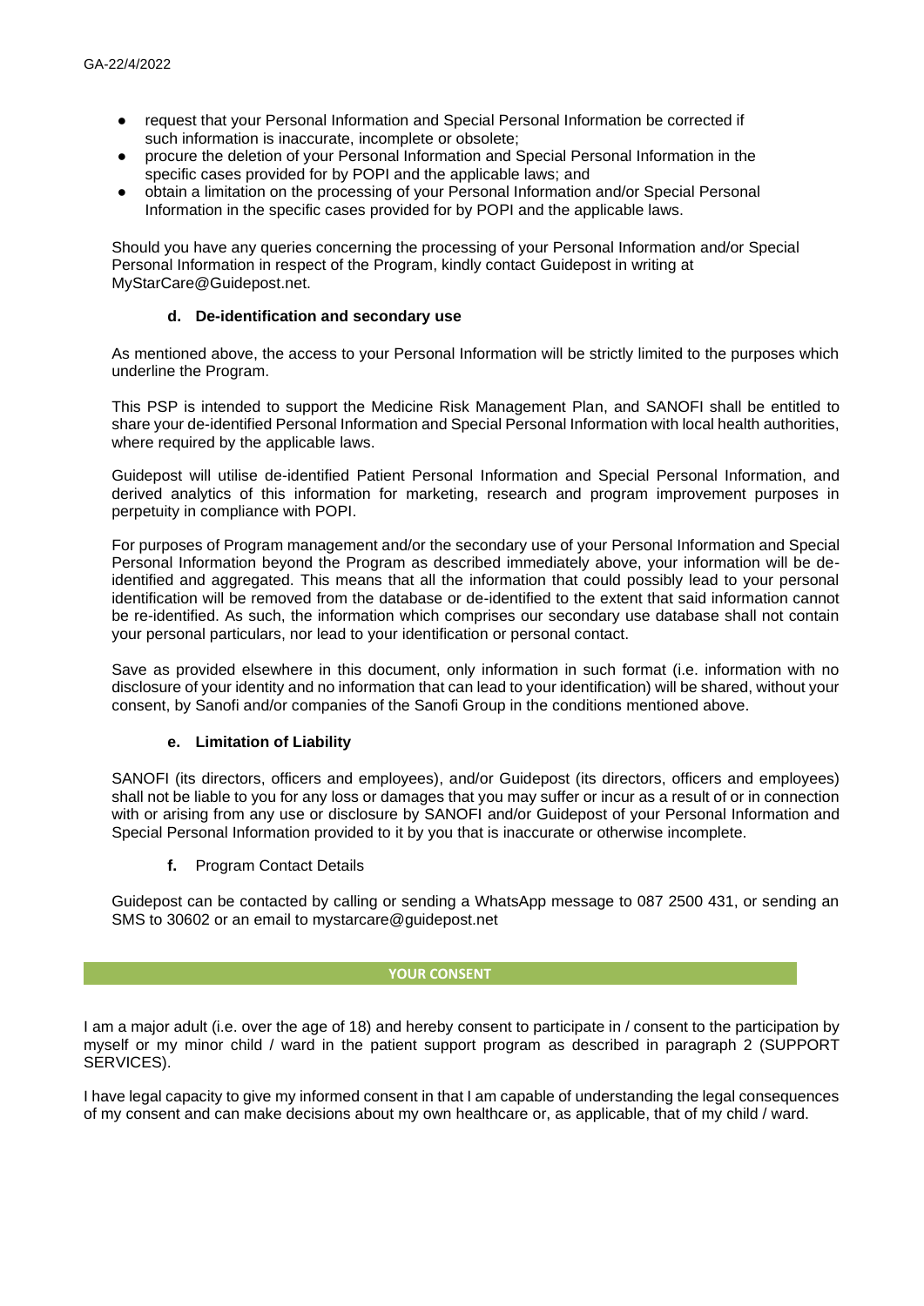- request that your Personal Information and Special Personal Information be corrected if such information is inaccurate, incomplete or obsolete;
- procure the deletion of your Personal Information and Special Personal Information in the specific cases provided for by POPI and the applicable laws; and
- obtain a limitation on the processing of your Personal Information and/or Special Personal Information in the specific cases provided for by POPI and the applicable laws.

Should you have any queries concerning the processing of your Personal Information and/or Special Personal Information in respect of the Program, kindly contact Guidepost in writing at MyStarCare@Guidepost.net.

#### d. De-identification and secondary use

As mentioned above, the access to your Personal Information will be strictly limited to the purposes which underline the Program.

This PSP is intended to support the Medicine Risk Management Plan, and SANOFI shall be entitled to share your de-identified Personal Information and Special Personal Information with local health authorities, where required by the applicable laws.

Guidepost will utilise de-identified Patient Personal Information and Special Personal Information, and derived analytics of this information for marketing, research and program improvement purposes in perpetuity in compliance with POPI.

For purposes of Program management and/or the secondary use of your Personal Information and Special Personal Information beyond the Program as described immediately above, your information will be de-identified and aggregated. This means that all the information that could possibly lead to your personal identification will be removed from the database or de-identified to the extent that said information cannot be re-identified. As such, the information which comprises our secondary use database shall not contain your personal particulars, nor lead to your identification or personal contact.

Save as provided elsewhere in this document, only information in such format (i.e. information with no disclosure of your identity and no information that can lead to your identification) will be shared, without your consent, by Sanofi and/or companies of the Sanofi Group in the conditions mentioned above.

#### e. Limitation of Liability

SANOFI (its directors, officers and employees), and/or Guidepost (its directors, officers and employees) shall not be liable to you for any loss or damages that you may suffer or incur as a result of or in connection with or arising from any use or disclosure by SANOFI and/or Guidepost of your Personal Information and Special Personal Information provided to it by you that is inaccurate or otherwise incomplete.

#### f. Program Contact Details

Guidepost can be contacted by calling or sending a WhatsApp message to 087 2500 431, or sending an SMS to 30602 or an email to mystarcare@guidepost.net

## YOUR CONSENT

I am a major adult (i.e. over the age of 18) and hereby consent to participate in / consent to the participation by myself or my minor child / ward in the patient support program as described in paragraph 2 (SUPPORT SERVICES).

I have legal capacity to give my informed consent in that I am capable of understanding the legal consequences of my consent and can make decisions about my own healthcare or, as applicable, that of my child / ward.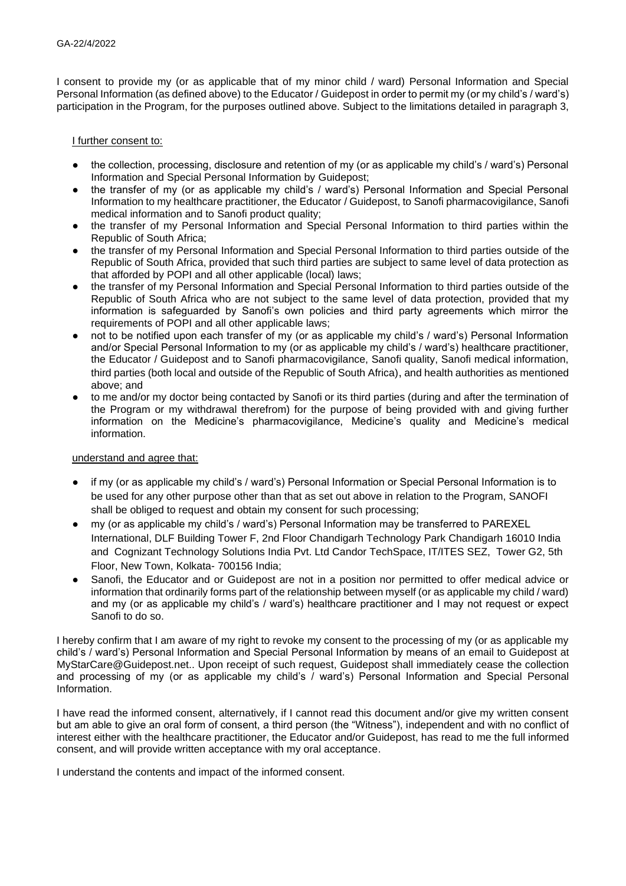GA-22/4/2022

I consent to provide my (or as applicable that of my minor child / ward) Personal Information and Special Personal Information (as defined above) to the Educator / Guidepost in order to permit my (or my child's / ward's) participation in the Program, for the purposes outlined above. Subject to the limitations detailed in paragraph 3,

I further consent to:

- the collection, processing, disclosure and retention of my (or as applicable my child's / ward's) Personal Information and Special Personal Information by Guidepost;
- the transfer of my (or as applicable my child's / ward's) Personal Information and Special Personal Information to my healthcare practitioner, the Educator / Guidepost, to Sanofi pharmacovigilance, Sanofi medical information and to Sanofi product quality;
- the transfer of my Personal Information and Special Personal Information to third parties within the Republic of South Africa;
- the transfer of my Personal Information and Special Personal Information to third parties outside of the Republic of South Africa, provided that such third parties are subject to same level of data protection as that afforded by POPI and all other applicable (local) laws;
- the transfer of my Personal Information and Special Personal Information to third parties outside of the Republic of South Africa who are not subject to the same level of data protection, provided that my information is safeguarded by Sanofi's own policies and third party agreements which mirror the requirements of POPI and all other applicable laws;
- not to be notified upon each transfer of my (or as applicable my child's / ward's) Personal Information and/or Special Personal Information to my (or as applicable my child's / ward's) healthcare practitioner, the Educator / Guidepost and to Sanofi pharmacovigilance, Sanofi quality, Sanofi medical information, third parties (both local and outside of the Republic of South Africa), and health authorities as mentioned above; and
- to me and/or my doctor being contacted by Sanofi or its third parties (during and after the termination of the Program or my withdrawal therefrom) for the purpose of being provided with and giving further information on the Medicine's pharmacovigilance, Medicine's quality and Medicine's medical information.

understand and agree that:

- if my (or as applicable my child's / ward's) Personal Information or Special Personal Information is to be used for any other purpose other than that as set out above in relation to the Program, SANOFI shall be obliged to request and obtain my consent for such processing;
- my (or as applicable my child's / ward's) Personal Information may be transferred to PAREXEL International, DLF Building Tower F, 2nd Floor Chandigarh Technology Park Chandigarh 16010 India and Cognizant Technology Solutions India Pvt. Ltd Candor TechSpace, IT/ITES SEZ, Tower G2, 5th Floor, New Town, Kolkata- 700156 India;
- Sanofi, the Educator and or Guidepost are not in a position nor permitted to offer medical advice or information that ordinarily forms part of the relationship between myself (or as applicable my child / ward) and my (or as applicable my child's / ward's) healthcare practitioner and I may not request or expect Sanofi to do so.

I hereby confirm that I am aware of my right to revoke my consent to the processing of my (or as applicable my child's / ward's) Personal Information and Special Personal Information by means of an email to Guidepost at MyStarCare@Guidepost.net.. Upon receipt of such request, Guidepost shall immediately cease the collection and processing of my (or as applicable my child's / ward's) Personal Information and Special Personal Information.

I have read the informed consent, alternatively, if I cannot read this document and/or give my written consent but am able to give an oral form of consent, a third person (the "Witness"), independent and with no conflict of interest either with the healthcare practitioner, the Educator and/or Guidepost, has read to me the full informed consent, and will provide written acceptance with my oral acceptance.

I understand the contents and impact of the informed consent.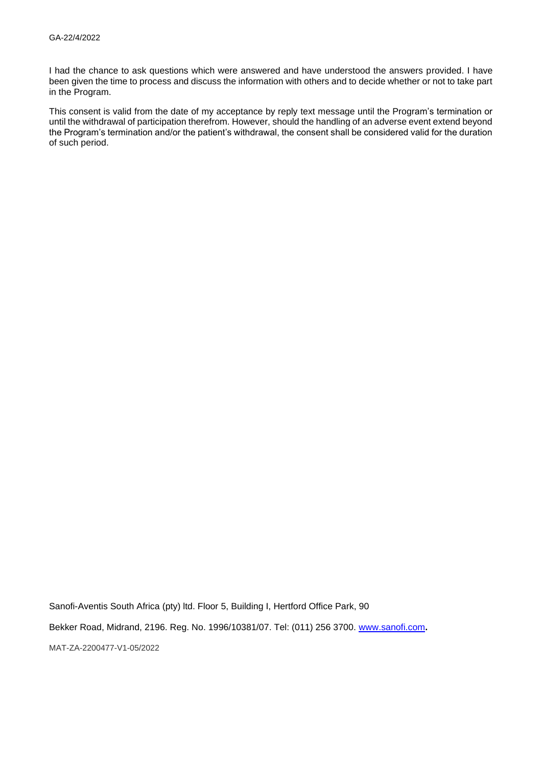I had the chance to ask questions which were answered and have understood the answers provided. I have been given the time to process and discuss the information with others and to decide whether or not to take part in the Program.

This consent is valid from the date of my acceptance by reply text message until the Program's termination or until the withdrawal of participation therefrom. However, should the handling of an adverse event extend beyond the Program's termination and/or the patient's withdrawal, the consent shall be considered valid for the duration of such period.

Sanofi-Aventis South Africa (pty) ltd. Floor 5, Building I, Hertford Office Park, 90

Bekker Road, Midrand, 2196. Reg. No. 1996/10381/07. Tel: (011) 256 3700. www.sanofi.com**.**

MAT-ZA-2200477-V1-05/2022